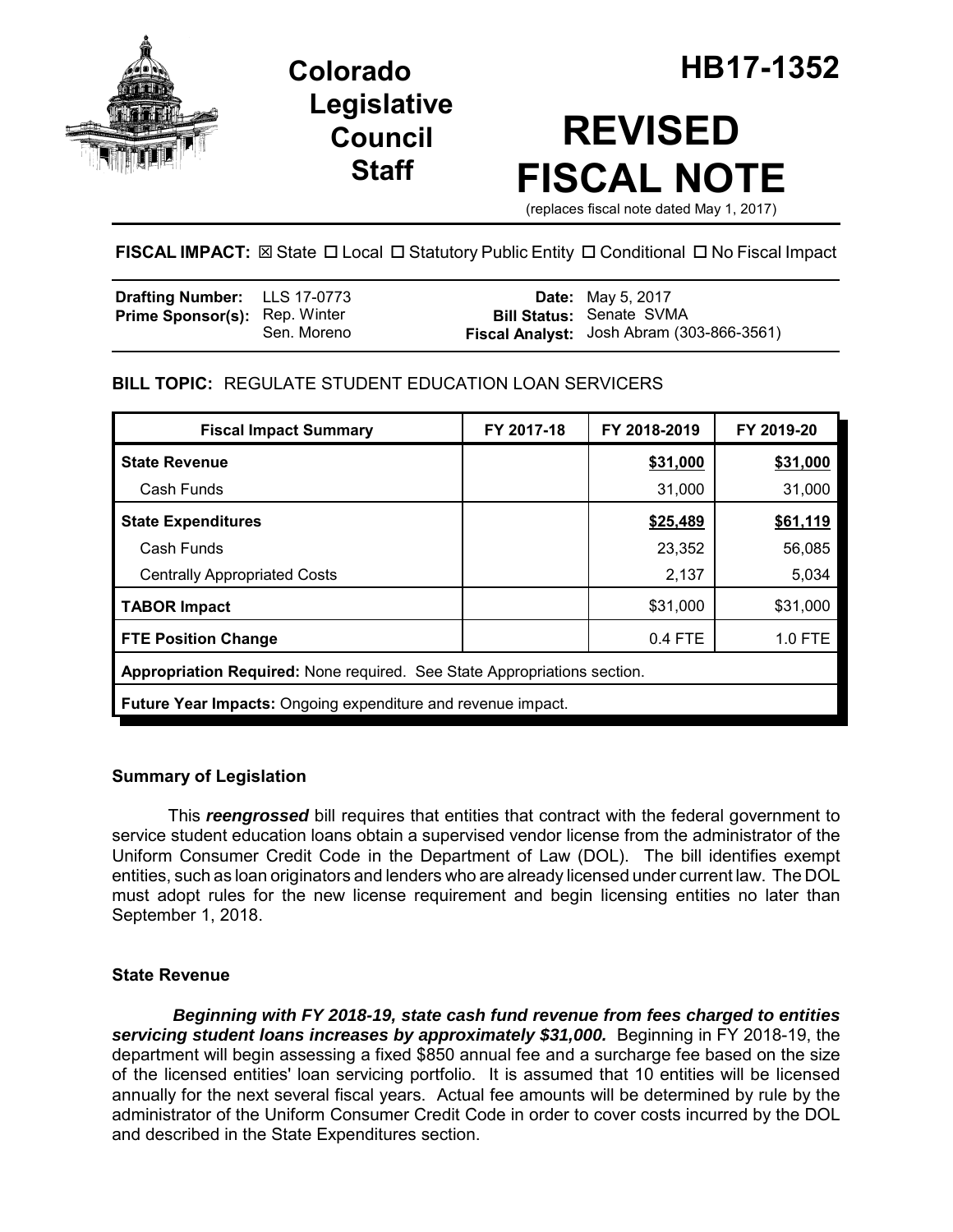# Colorado Legislative Council Staff

# HB17-1352

# REVISED FISCAL NOTE

(replaces fiscal note dated May 1, 2017)

**FISCAL IMPACT:** ☒ State ☐ Local ☐ Statutory Public Entity ☐ Conditional ☐ No Fiscal Impact

| | | | |
|---|---|---|---|
| **Drafting Number:** | LLS 17-0773 | **Date:** | May 5, 2017 |
| **Prime Sponsor(s):** | Rep. Winter<br>Sen. Moreno | **Bill Status:** | Senate SVMA |
| | | **Fiscal Analyst:** | Josh Abram (303-866-3561) |

**BILL TOPIC:** REGULATE STUDENT EDUCATION LOAN SERVICERS

| Fiscal Impact Summary | FY 2017-18 | FY 2018-2019 | FY 2019-20 |
|---|---|---|---|
| **State Revenue** | | **$31,000** | **$31,000** |
| Cash Funds | | 31,000 | 31,000 |
| **State Expenditures** | | **$25,489** | **$61,119** |
| Cash Funds | | 23,352 | 56,085 |
| Centrally Appropriated Costs | | 2,137 | 5,034 |
| **TABOR Impact** | | $31,000 | $31,000 |
| **FTE Position Change** | | 0.4 FTE | 1.0 FTE |
| **Appropriation Required:** None required. See State Appropriations section. | | | |
| **Future Year Impacts:** Ongoing expenditure and revenue impact. | | | |

## Summary of Legislation

This ***reengrossed*** bill requires that entities that contract with the federal government to service student education loans obtain a supervised vendor license from the administrator of the Uniform Consumer Credit Code in the Department of Law (DOL). The bill identifies exempt entities, such as loan originators and lenders who are already licensed under current law. The DOL must adopt rules for the new license requirement and begin licensing entities no later than September 1, 2018.

## State Revenue

***Beginning with FY 2018-19, state cash fund revenue from fees charged to entities servicing student loans increases by approximately $31,000.*** Beginning in FY 2018-19, the department will begin assessing a fixed $850 annual fee and a surcharge fee based on the size of the licensed entities' loan servicing portfolio. It is assumed that 10 entities will be licensed annually for the next several fiscal years. Actual fee amounts will be determined by rule by the administrator of the Uniform Consumer Credit Code in order to cover costs incurred by the DOL and described in the State Expenditures section.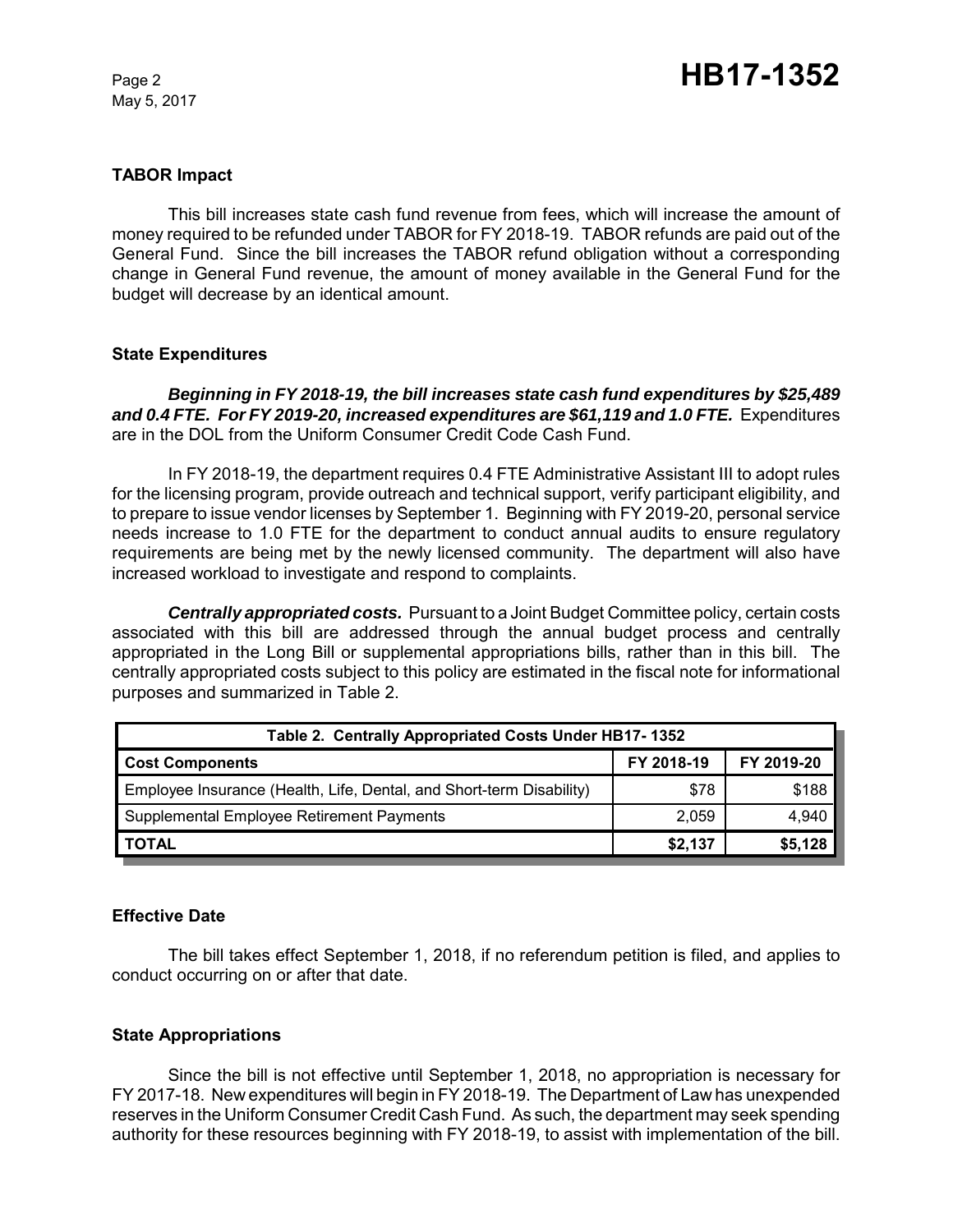**TABOR Impact**

This bill increases state cash fund revenue from fees, which will increase the amount of money required to be refunded under TABOR for FY 2018-19. TABOR refunds are paid out of the General Fund. Since the bill increases the TABOR refund obligation without a corresponding change in General Fund revenue, the amount of money available in the General Fund for the budget will decrease by an identical amount.

**State Expenditures**

***Beginning in FY 2018-19, the bill increases state cash fund expenditures by $25,489 and 0.4 FTE. For FY 2019-20, increased expenditures are $61,119 and 1.0 FTE.*** Expenditures are in the DOL from the Uniform Consumer Credit Code Cash Fund.

In FY 2018-19, the department requires 0.4 FTE Administrative Assistant III to adopt rules for the licensing program, provide outreach and technical support, verify participant eligibility, and to prepare to issue vendor licenses by September 1. Beginning with FY 2019-20, personal service needs increase to 1.0 FTE for the department to conduct annual audits to ensure regulatory requirements are being met by the newly licensed community. The department will also have increased workload to investigate and respond to complaints.

***Centrally appropriated costs.*** Pursuant to a Joint Budget Committee policy, certain costs associated with this bill are addressed through the annual budget process and centrally appropriated in the Long Bill or supplemental appropriations bills, rather than in this bill. The centrally appropriated costs subject to this policy are estimated in the fiscal note for informational purposes and summarized in Table 2.

**Table 2. Centrally Appropriated Costs Under HB17- 1352**

| Cost Components | FY 2018-19 | FY 2019-20 |
|---|---|---|
| Employee Insurance (Health, Life, Dental, and Short-term Disability) | $78 | $188 |
| Supplemental Employee Retirement Payments | 2,059 | 4,940 |
| **TOTAL** | **$2,137** | **$5,128** |

**Effective Date**

The bill takes effect September 1, 2018, if no referendum petition is filed, and applies to conduct occurring on or after that date.

**State Appropriations**

Since the bill is not effective until September 1, 2018, no appropriation is necessary for FY 2017-18. New expenditures will begin in FY 2018-19. The Department of Law has unexpended reserves in the Uniform Consumer Credit Cash Fund. As such, the department may seek spending authority for these resources beginning with FY 2018-19, to assist with implementation of the bill.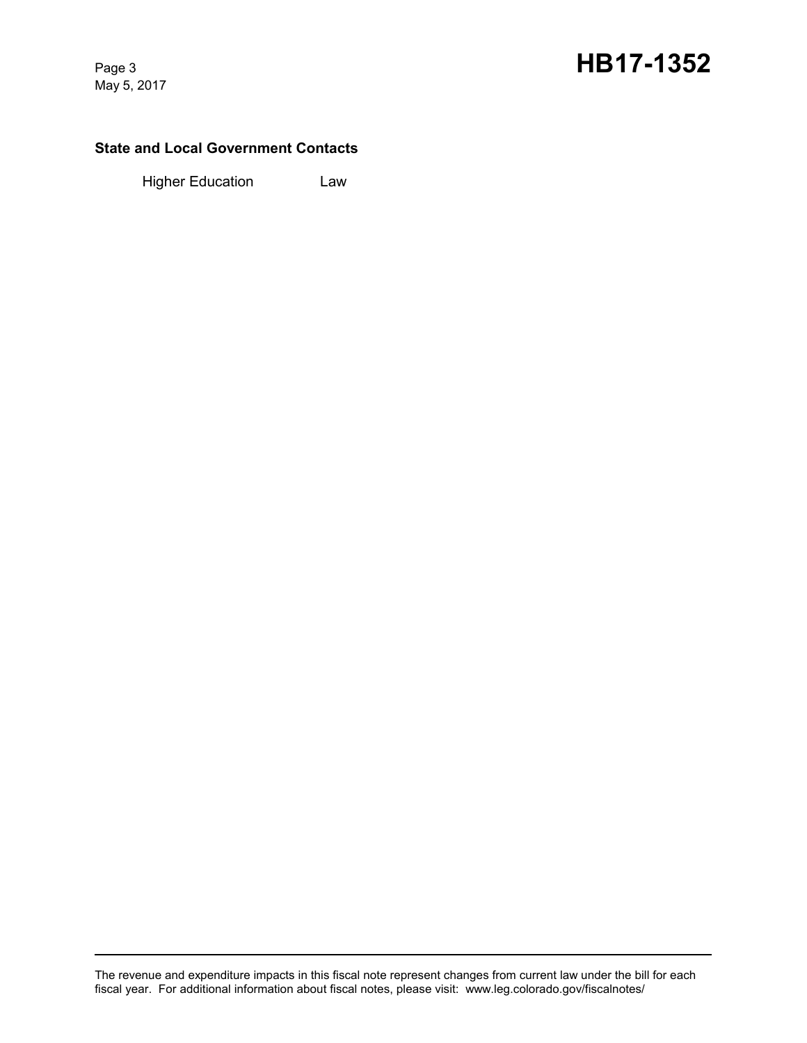### State and Local Government Contacts

Higher Education Law

The revenue and expenditure impacts in this fiscal note represent changes from current law under the bill for each fiscal year. For additional information about fiscal notes, please visit: www.leg.colorado.gov/fiscalnotes/